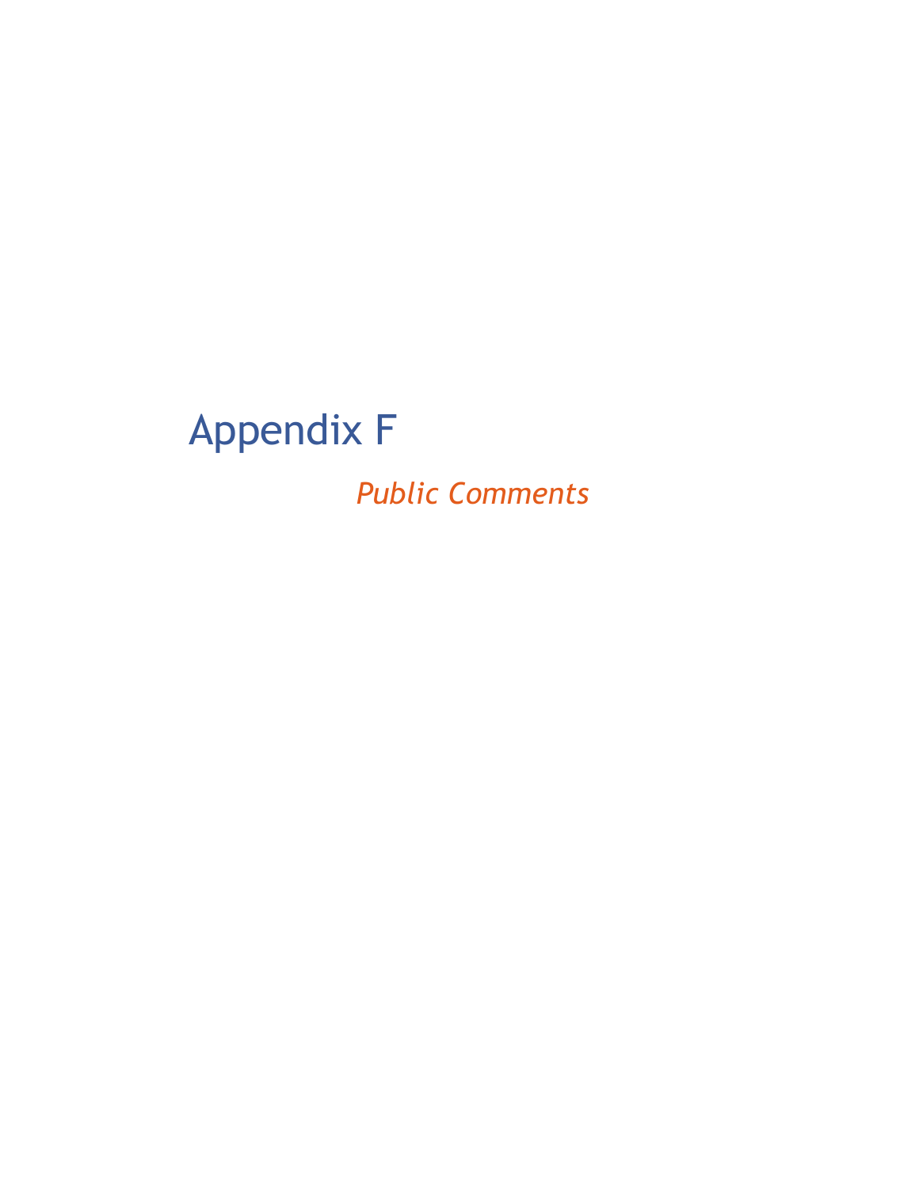# Appendix F

*Public Comments*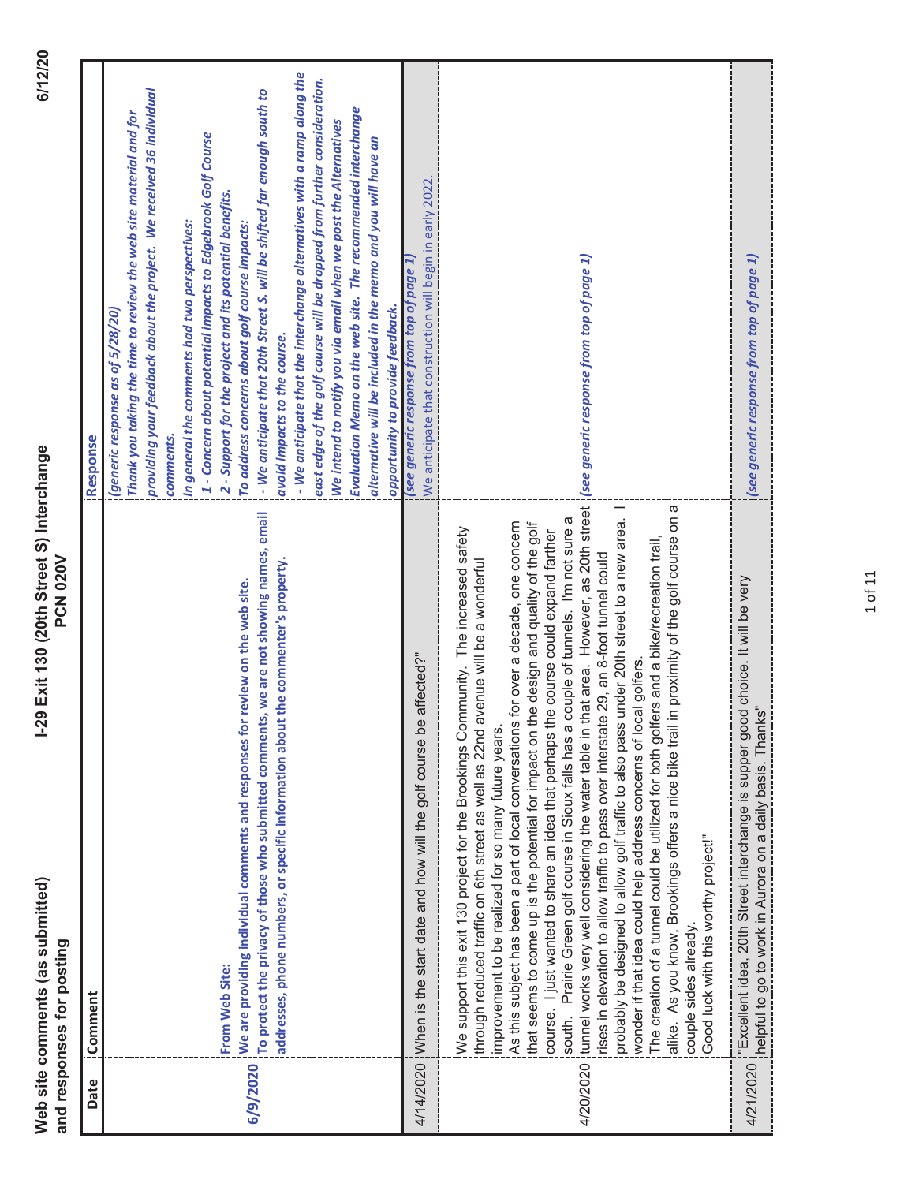# Web site comments (as submitted) and responses for posting

# I-29 Exit 130 (20th Street S) Interchange PCN 020V

6/12/20

| Date | Comment | Response |
|---|---|---|
| 6/9/2020 | **From Web Site:**<br>**We are providing individual comments and responses for review on the web site.**<br>**To protect the privacy of those who submitted comments, we are not showing names, email addresses, phone numbers, or specific information about the commenter's property.** | *(generic response as of 5/28/20)*<br>***Thank you taking the time to review the web site material and for providing your feedback about the project. We received 36 individual comments.***<br>***In general the comments had two perspectives:***<br>***1 - Concern about potential impacts to Edgebrook Golf Course***<br>***2 - Support for the project and its potential benefits.***<br>***To address concerns about golf course impacts:***<br>***- We anticipate that 20th Street S. will be shifted far enough south to avoid impacts to the course.***<br>***- We anticipate that the interchange alternatives with a ramp along the east edge of the golf course will be dropped from further consideration.***<br>***We intend to notify you via email when we post the Alternatives Evaluation Memo on the web site. The recommended interchange alternative will be included in the memo and you will have an opportunity to provide feedback.*** |
| 4/14/2020 | When is the start date and how will the golf course be affected?" | *(see generic response from top of page 1)*<br>We anticipate that construction will begin in early 2022. |
| 4/20/2020 | We support this exit 130 project for the Brookings Community. The increased safety through reduced traffic on 6th street as well as 22nd avenue will be a wonderful improvement to be realized for so many future years.<br>As this subject has been a part of local conversations for over a decade, one concern that seems to come up is the potential for impact on the design and quality of the golf course. I just wanted to share an idea that perhaps the course could expand farther south. Prairie Green golf course in Sioux falls has a couple of tunnels. I'm not sure a tunnel works very well considering the water table in that area. However, as 20th street rises in elevation to allow traffic to pass over interstate 29, an 8-foot tunnel could probably be designed to allow golf traffic to also pass under 20th street to a new area. I wonder if that idea could help address concerns of local golfers.<br>The creation of a tunnel could be utilized for both golfers and a bike/recreation trail, alike. As you know, Brookings offers a nice bike trail in proximity of the golf course on a couple sides already.<br>Good luck with this worthy project!" | *(see generic response from top of page 1)* |
| 4/21/2020 | "Excellent idea. 20th Street interchange is supper good choice. It will be very helpful to go to work in Aurora on a daily basis. Thanks" | *(see generic response from top of page 1)* |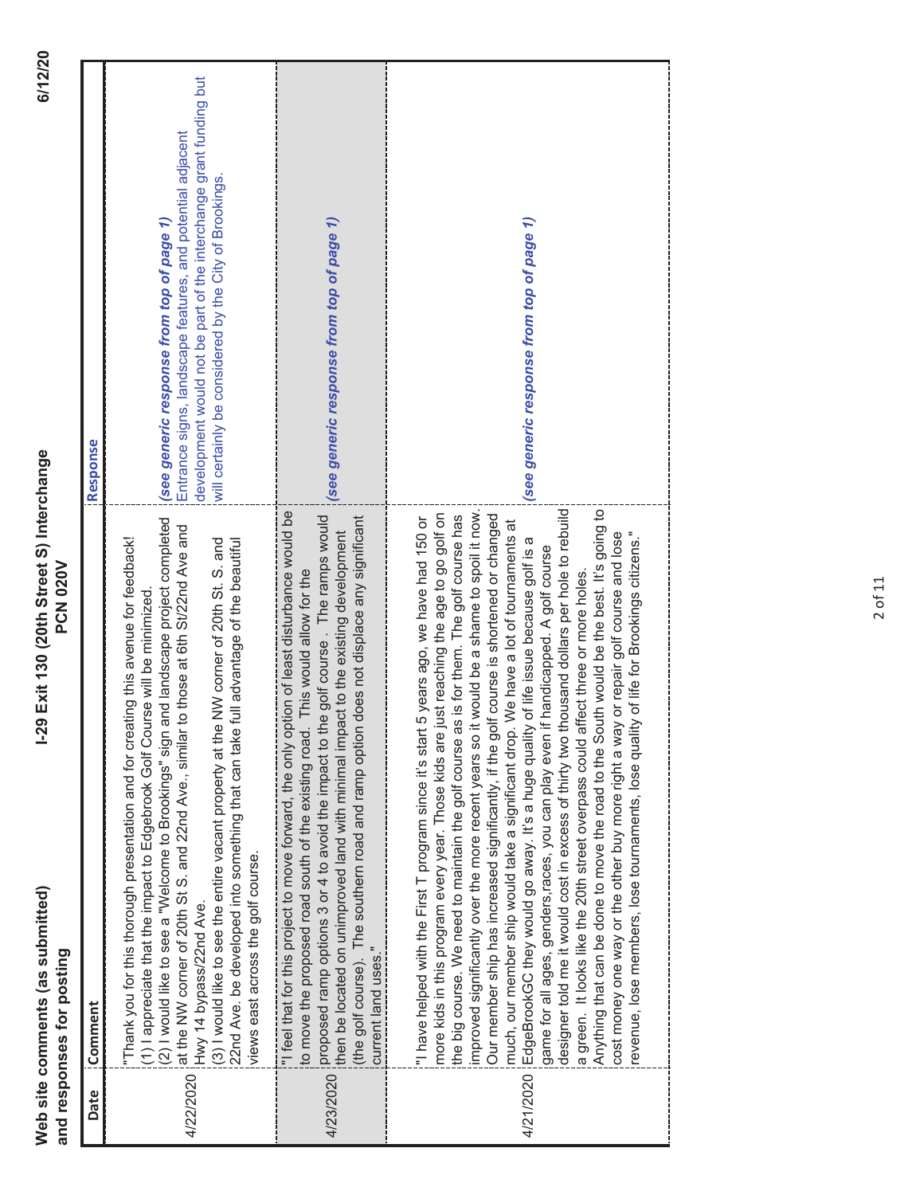**Web site comments (as submitted) and responses for posting**

**I-29 Exit 130 (20th Street S) Interchange**
**PCN 020V**

**6/12/20**

| Date | Comment | Response |
|---|---|---|
| 4/22/2020 | "Thank you for this thorough presentation and for creating this avenue for feedback! (1) I appreciate that the impact to Edgebrook Golf Course will be minimized. (2) I would like to see a "Welcome to Brookings" sign and landscape project completed at the NW corner of 20th St S. and 22nd Ave., similar to those at 6th St/22nd Ave and Hwy 14 bypass/22nd Ave. (3) I would like to see the entire vacant property at the NW corner of 20th St. S. and 22nd Ave. be developed into something that can take full advantage of the beautiful views east across the golf course. | ***(see generic response from top of page 1)*** Entrance signs, landscape features, and potential adjacent development would not be part of the interchange grant funding but will certainly be considered by the City of Brookings. |
| 4/23/2020 | "I feel that for this project to move forward, the only option of least disturbance would be to move the proposed road south of the existing road. This would allow for the proposed ramp options 3 or 4 to avoid the impact to the golf course . The ramps would then be located on unimproved land with minimal impact to the existing development (the golf course). The southern road and ramp option does not displace any significant current land uses." | ***(see generic response from top of page 1)*** |
| 4/21/2020 | "I have helped with the First T program since it's start 5 years ago, we have had 150 or more kids in this program every year. Those kids are just reaching the age to go golf on the big course. We need to maintain the golf course as is for them. The golf course has improved significantly over the more recent years so it would be a shame to spoil it now. Our member ship has increased significantly, if the golf course is shortened or changed much, our member ship would take a significant drop. We have a lot of tournaments at EdgeBrookGC they would go away. It's a huge quality of life issue because golf is a game for all ages, genders,races, you can play even if handicapped. A golf course designer told me it would cost in excess of thirty two thousand dollars per hole to rebuild a green. It looks like the 20th street overpass could affect three or more holes. Anything that can be done to move the road to the South would be the best. It's going to cost money one way or the other buy more right a way or repair golf course and lose revenue, lose members, lose tournaments, lose quality of life for Brookings citizens." | ***(see generic response from top of page 1)*** |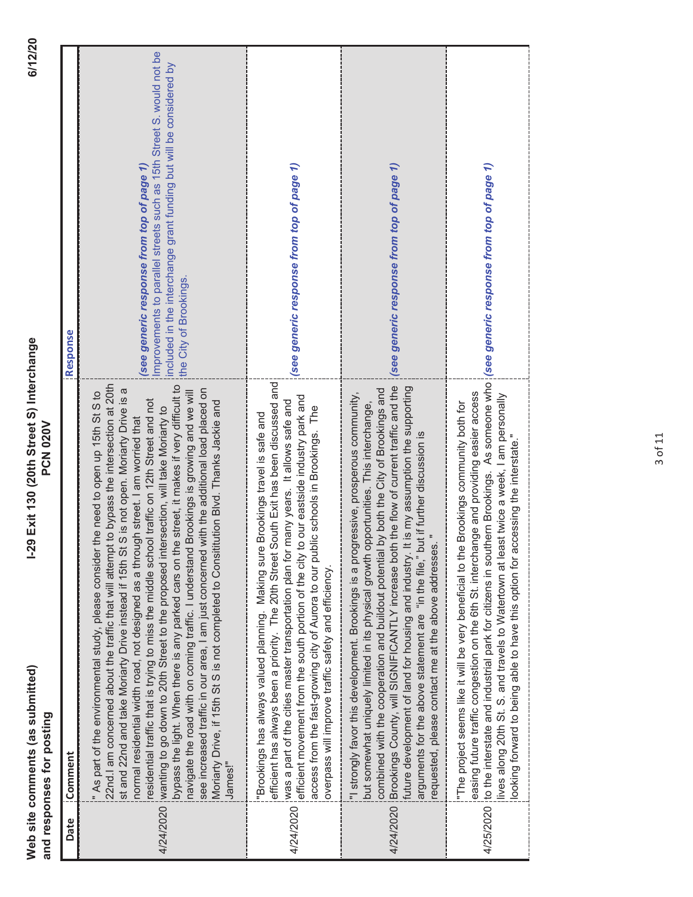**Web site comments (as submitted) and responses for posting**

**I-29 Exit 130 (20th Street S) Interchange PCN 020V**

| Date | Comment | Response |
| --- | --- | --- |
| 4/24/2020 | " As part of the environmental study, please consider the need to open up 15th St S to 22nd.I am concerned about the traffic that will attempt to bypass the intersection at 20th st and 22nd and take Moriarty Drive instead if 15th St S is not open. Moriarty Drive is a normal residential width road, not designed as a through street. I am worried that residential traffic that is trying to miss the middle school traffic on 12th Street and not wanting to go down to 20th Street to the proposed intersection, will take Moriarty to bypass the light. When there is any parked cars on the street, it makes if very difficult to navigate the road with on coming traffic. I understand Brookings is growing and we will see increased traffic in our area, I am just concerned with the additional load placed on Moriarty Drive, if 15th St S is not completed to Consititution Blvd. Thanks Jackie and James!" | *(see generic response from top of page 1)* Improvements to parallel streets such as 15th Street S. would not be included in the interchange grant funding but will be considered by the City of Brookings. |
| 4/24/2020 | "Brookings has always valued planning. Making sure Brookings travel is safe and efficient has always been a priority. The 20th Street South Exit has been discussed and was a part of the cities master transportation plan for many years. It allows safe and efficient movement from the south portion of the city to our eastside industry park and access from the fast-growing city of Aurora to our public schools in Brookings. The overpass will improve traffic safety and efficiency. | *(see generic response from top of page 1)* |
| 4/24/2020 | "I strongly favor this development. Brookings is a progressive, prosperous community, but somewhat uniquely limited in its physical growth opportunities. This interchange, combined with the cooperation and buildout potential by both the City of Brookings and Brookings County, will SIGNIFICANTLY increase both the flow of current traffic and the future development of land for housing and industry. It is my assumption the supporting arguments for the above statement are "in the file," but if further discussion is requested, please contact me at the above addresses." | *(see generic response from top of page 1)* |
| 4/25/2020 | "The project seems like it will be very beneficial to the Brookings community both for easing future traffic congestion on the 6th St. interchange and providing easier access to the interstate and industrial park for citizens in southern Brookings. As someone who lives along 20th St. S. and travels to Watertown at least twice a week, I am personally looking forward to being able to have this option for accessing the interstate." | *(see generic response from top of page 1)* |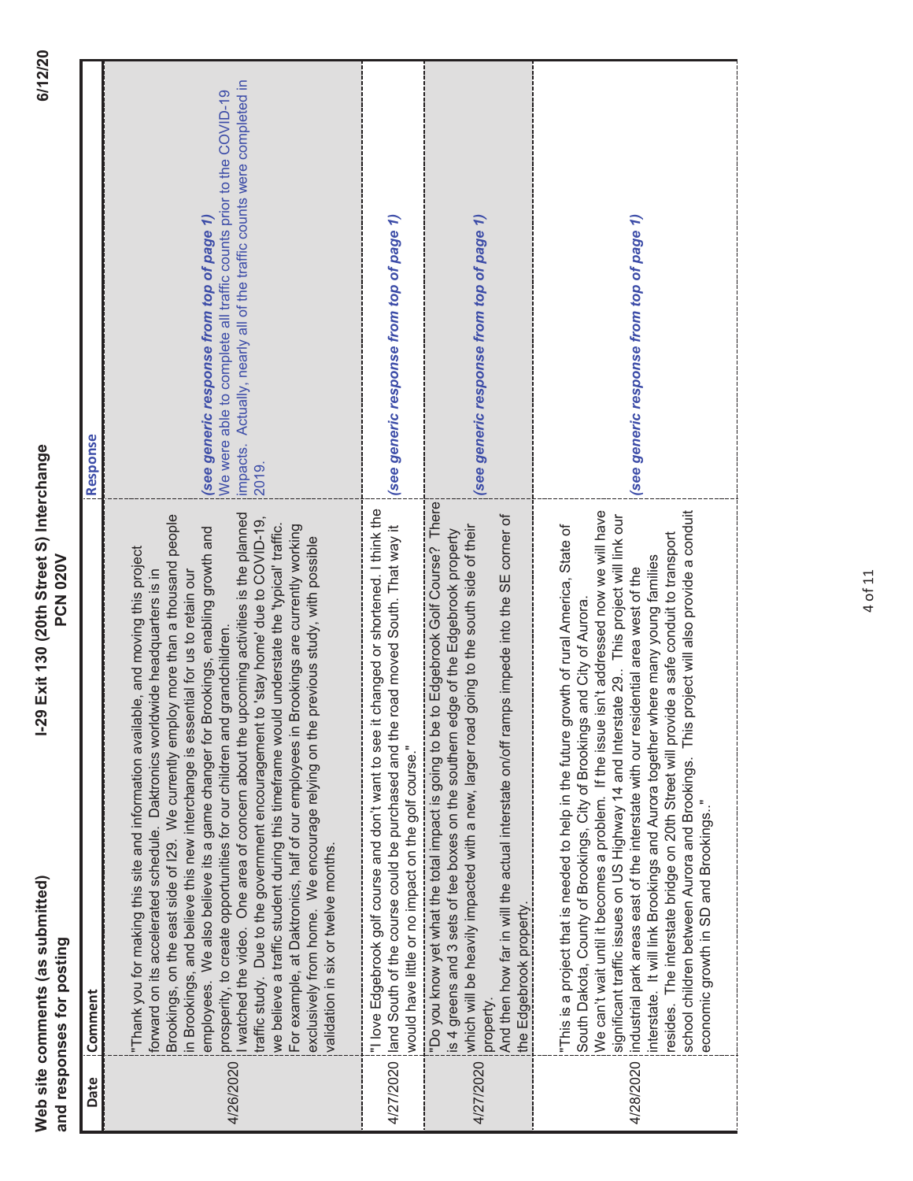**Web site comments (as submitted) and responses for posting**

**I-29 Exit 130 (20th Street S) Interchange**
**PCN 020V**

**6/12/20**

| Date | Comment | Response |
|---|---|---|
| 4/26/2020 | "Thank you for making this site and information available, and moving this project forward on its accelerated schedule. Daktronics worldwide headquarters is in Brookings, on the east side of I29. We currently employ more than a thousand people in Brookings, and believe this new interchange is essential for us to retain our employees. We also believe its a game changer for Brookings, enabling growth and prosperity, to create opportunities for our children and grandchildren.<br>I watched the video. One area of concern about the upcoming activities is the planned traffic study. Due to the government encouragement to 'stay home' due to COVID-19, we believe a traffic student during this timeframe would understate the 'typical' traffic. For example, at Daktronics, half of our employees in Brookings are currently working exclusively from home. We encourage relying on the previous study, with possible validation in six or twelve months. | *(see generic response from top of page 1)*<br>We were able to complete all traffic counts prior to the COVID-19 impacts. Actually, nearly all of the traffic counts were completed in 2019. |
| 4/27/2020 | "I love Edgebrook golf course and don't want to see it changed or shortened. I think the land South of the course could be purchased and the road moved South. That way it would have little or no impact on the golf course." | *(see generic response from top of page 1)* |
| 4/27/2020 | "Do you know yet what the total impact is going to be to Edgebrook Golf Course? There is 4 greens and 3 sets of tee boxes on the southern edge of the Edgebrook property which will be heavily impacted with a new, larger road going to the south side of their property.<br>And then how far in will the actual interstate on/off ramps impede into the SE corner of the Edgebrook property. | *(see generic response from top of page 1)* |
| 4/28/2020 | "This is a project that is needed to help in the future growth of rural America, State of South Dakota, County of Brookings, City of Brookings and City of Aurora.<br>We can't wait until it becomes a problem. If the issue isn't addressed now we will have significant traffic issues on US Highway 14 and Interstate 29.. This project will link our industrial park areas east of the interstate with our residential area west of the interstate. It will link Brookings and Aurora together where many young families resides. The interstate bridge on 20th Street will provide a safe conduit to transport school children between Aurora and Brookings. This project will also provide a conduit economic growth in SD and Brookings.." | *(see generic response from top of page 1)* |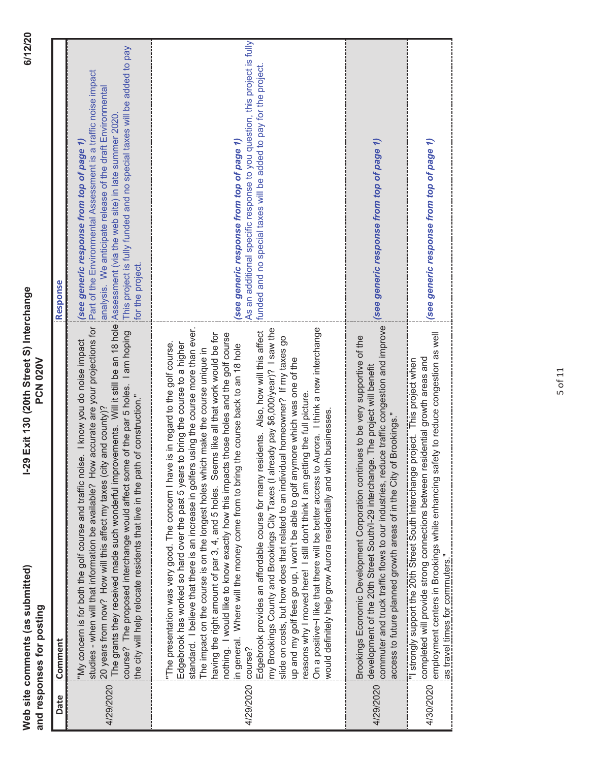**Web site comments (as submitted) and responses for posting**

**I-29 Exit 130 (20th Street S) Interchange PCN 020V**

| Date | Comment | Response |
|---|---|---|
| 4/29/2020 | "My concern is for both the golf course and traffic noise. I know you do noise impact studies - when will that information be available? How accurate are your projections for 20 years from now? How will this affect my taxes (city and county)? The grants they received made such wonderful improvements. Will it still be an 18 hole course? The proposed interchange would affect some of the par 5 holes. I am hoping the city will help relocate residents that live in the path of construction." | *(see generic response from top of page 1)* Part of the Environmental Assessment is a traffic noise impact analysis. We anticipate release of the draft Environmental Assessment (via the web site) in late summer 2020. This project is fully funded and no special taxes will be added to pay for the project. |
| 4/29/2020 | "The presentation was very good. The concern I have is in regard to the golf course. Edgebrook has worked so hard over the past 5 years to bring the course to a higher standard. I believe that there is an increase in golfers using the course more than ever. The impact on the course is on the longest holes which make the course unique in having the right amount of par 3, 4, and 5 holes. Seems like all that work would be for nothing. I would like to know exactly how this impacts those holes and the golf course in general. Where will the money come from to bring the course back to an 18 hole course? Edgebrook provides an affordable course for many residents. Also, how will this affect my Brookings County and Brookings City Taxes (I already pay $6,000/year)? I saw the slide on costs, but how does that related to an individual homeowner? If my taxes go up and my golf fees go up, I won't be able to golf anymore which was one of the reasons why I moved here! I still don't think I am getting the full picture. On a positive~I like that there will be better access to Aurora. I think a new interchange would definitely help grow Aurora residentially and with businesses. | *(see generic response from top of page 1)* As an additional specific response to you question, this project is fully funded and no special taxes will be added to pay for the project. |
| 4/29/2020 | Brookings Economic Development Corporation continues to be very supportive of the development of the 20th Street South/I-29 interchange. The project will benefit commuter and truck traffic flows to our industries, reduce traffic congestion and improve access to future planned growth areas of in the City of Brookings." | *(see generic response from top of page 1)* |
| 4/30/2020 | "I strongly support the 20th Street South Interchange project. This project when completed will provide strong connections between residential growth areas and employment centers in Brookings while enhancing safety to reduce congestion as well as travel times for commuters." | *(see generic response from top of page 1)* |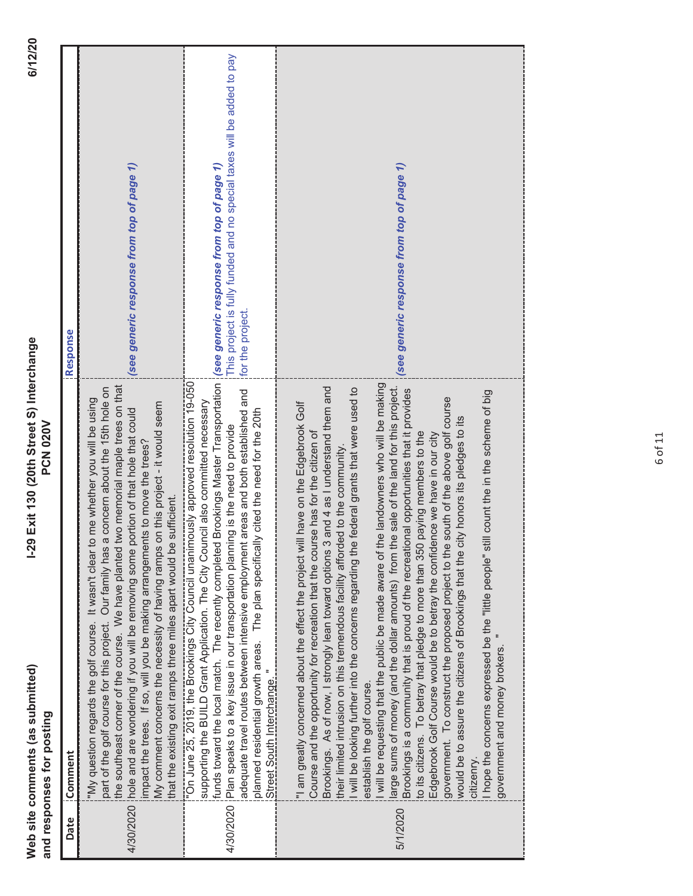Web site comments (as submitted) and responses for posting

I-29 Exit 130 (20th Street S) Interchange
PCN 020V

6/12/20

| Date | Comment | Response |
|---|---|---|
| 4/30/2020 | "My question regards the golf course. It wasn't clear to me whether you will be using part of the golf course for this project. Our family has a concern about the 15th hole on the southeast corner of the course. We have planted two memorial maple trees on that hole and are wondering if you will be removing some portion of that hole that could impact the trees. If so, will you be making arrangements to move the trees?<br>My comment concerns the necessity of having ramps on this project - it would seem that the existing exit ramps three miles apart would be sufficient. | *(see generic response from top of page 1)* |
| 4/30/2020 | "On June 25, 2019, the Brookings City Council unanimously approved resolution 19-050 supporting the BUILD Grant Application. The City Council also committed necessary funds toward the local match. The recently completed Brookings Master Transportation Plan speaks to a key issue in our transportation planning is the need to provide adequate travel routes between intensive employment areas and both established and planned residential growth areas. The plan specifically cited the need for the 20th Street South Interchange. " | *(see generic response from top of page 1)*<br>This project is fully funded and no special taxes will be added to pay for the project. |
| 5/1/2020 | "I am greatly concerned about the effect the project will have on the Edgebrook Golf Course and the opportunity for recreation that the course has for the citizen of Brookings. As of now, I strongly lean toward options 3 and 4 as I understand them and their limited intrusion on this tremendous facility afforded to the community.<br>I will be looking further into the concerns regarding the federal grants that were used to establish the golf course.<br>I will be requesting that the public be made aware of the landowners who will be making large sums of money (and the dollar amounts) from the sale of the land for this project.<br>Brookings is a community that is proud of the recreational opportunities that it provides to its citizens. To betray that pledge to more than 350 paying members to the Edgebrook Golf Course would be to betray the confidence we have in our city government. To construct the proposed project to the south of the above golf course would be to assure the citizens of Brookings that the city honors its pledges to its citizenry.<br>I hope the concerns expressed be the "little people" still count the in the scheme of big government and money brokers. " | *(see generic response from top of page 1)* |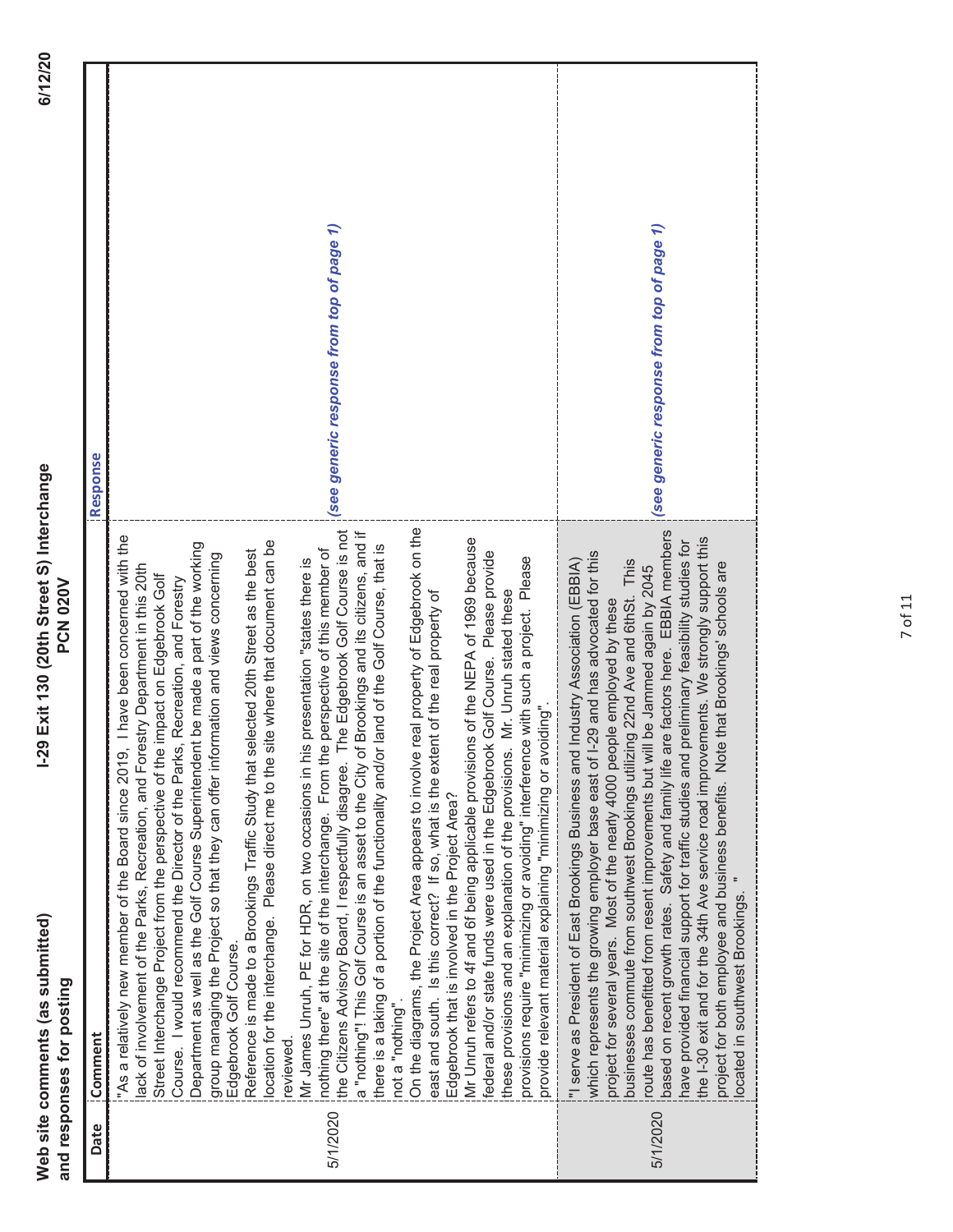| Date | Comment | Response |
| --- | --- | --- |
| 5/1/2020 | "As a relatively new member of the Board since 2019, I have been concerned with the lack of involvement of the Parks, Recreation, and Forestry Department in this 20th Street Interchange Project from the perspective of the impact on Edgebrook Golf Course. I would recommend the Director of the Parks, Recreation, and Forestry Department as well as the Golf Course Superintendent be made a part of the working group managing the Project so that they can offer information and views concerning Edgebrook Golf Course.<br>Reference is made to a Brookings Traffic Study that selected 20th Street as the best location for the interchange. Please direct me to the site where that document can be reviewed.<br>Mr James Unruh, PE for HDR, on two occasions in his presentation "states there is nothing there" at the site of the interchange. From the perspective of this member of the Citizens Advisory Board, I respectfully disagree. The Edgebrook Golf Course is not a "nothing"! This Golf Course is an asset to the City of Brookings and its citizens, and if there is a taking of a portion of the functionality and/or land of the Golf Course, that is not a "nothing".<br>On the diagrams, the Project Area appears to involve real property of Edgebrook on the east and south. Is this correct? If so, what is the extent of the real property of Edgebrook that is involved in the Project Area?<br>Mr Unruh refers to 4f and 6f being applicable provisions of the NEPA of 1969 because federal and/or state funds were used in the Edgebrook Golf Course. Please provide these provisions and an explanation of the provisions. Mr. Unruh stated these provisions require "minimizing or avoiding" interference with such a project. Please provide relevant material explaining "minimizing or avoiding". | *(see generic response from top of page 1)* |
| 5/1/2020 | "I serve as President of East Brookings Business and Industry Association (EBBIA) which represents the growing employer base east of I-29 and has advocated for this project for several years. Most of the nearly 4000 people employed by these businesses commute from southwest Brookings utilizing 22nd Ave and 6thSt. This route has benefitted from resent improvements but will be Jammed again by 2045 based on recent growth rates. Safety and family life are factors here. EBBIA members have provided financial support for traffic studies and preliminary feasibility studies for the I-30 exit and for the 34th Ave service road improvements. We strongly support this project for both employee and business benefits. Note that Brookings' schools are located in southwest Brookings. " | *(see generic response from top of page 1)* |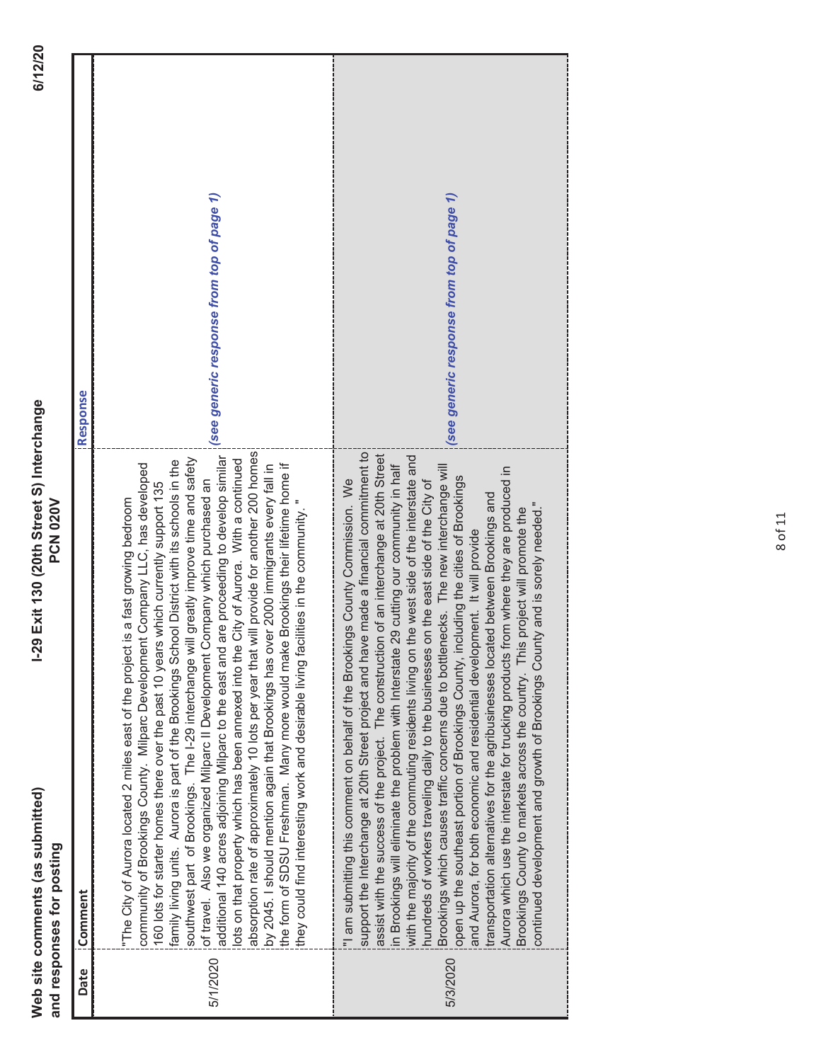| Date | Comment | Response |
| --- | --- | --- |
| 5/1/2020 | "The City of Aurora located 2 miles east of the project is a fast growing bedroom community of Brookings County. Milparc Development Company LLC, has developed 160 lots for starter homes there over the past 10 years which currently support 135 family living units. Aurora is part of the Brookings School District with its schools in the southwest part of Brookings. The I-29 interchange will greatly improve time and safety of travel. Also we organized Milparc II Development Company which purchased an additional 140 acres adjoining Milparc to the east and are proceeding to develop similar lots on that property which has been annexed into the City of Aurora. With a continued absorption rate of approximately 10 lots per year that will provide for another 200 homes by 2045. I should mention again that Brookings has over 2000 immigrants every fall in the form of SDSU Freshman. Many more would make Brookings their lifetime home if they could find interesting work and desirable living facilities in the community. " | *(see generic response from top of page 1)* |
| 5/3/2020 | "I am submitting this comment on behalf of the Brookings County Commission. We support the Interchange at 20th Street project and have made a financial commitment to assist with the success of the project. The construction of an interchange at 20th Street in Brookings will eliminate the problem with Interstate 29 cutting our community in half with the majority of the commuting residents living on the west side of the interstate and hundreds of workers traveling daily to the businesses on the east side of the City of Brookings which causes traffic concerns due to bottlenecks. The new interchange will open up the southeast portion of Brookings County, including the cities of Brookings and Aurora, for both economic and residential development. It will provide transportation alternatives for the agribusinesses located between Brookings and Aurora which use the interstate for trucking products from where they are produced in Brookings County to markets across the country. This project will promote the continued development and growth of Brookings County and is sorely needed." | *(see generic response from top of page 1)* |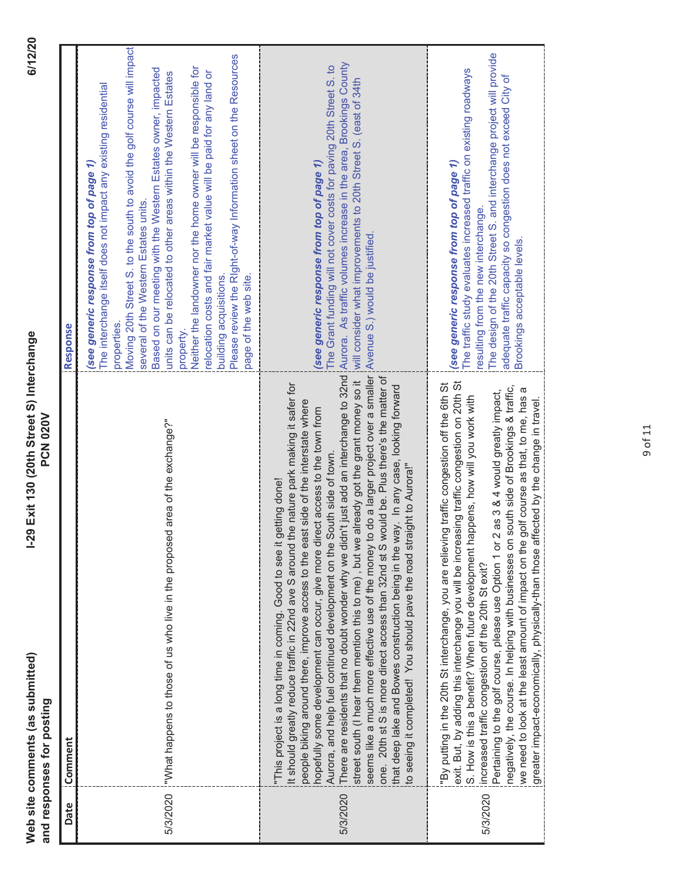| Date | Comment | Response |
|---|---|---|
| 5/3/2020 | "What happens to those of us who live in the proposed area of the exchange?" | *(see generic response from top of page 1)*<br>The interchange itself does not impact any existing residential properties.<br>Moving 20th Street S. to the south to avoid the golf course will impact several of the Western Estates units.<br>Based on our meeting with the Western Estates owner, impacted units can be relocated to other areas within the Western Estates property.<br>Neither the landowner nor the home owner will be responsible for relocation costs and fair market value will be paid for any land or building acquisitions.<br>Please review the Right-of-way Information sheet on the Resources page of the web site. |
| 5/3/2020 | "This project is a long time in coming. Good to see it getting done!<br>It should greatly reduce traffic in 22nd ave S around the nature park making it safer for people biking around there, improve access to the east side of the interstate where hopefully some development can occur, give more direct access to the town from Aurora, and help fuel continued development on the South side of town.<br>There are residents that no doubt wonder why we didn't just add an interchange to 32nd street south (I hear them mention this to me) , but we already got the grant money so it seems like a much more effective use of the money to do a larger project over a smaller one. 20th st S is more direct access than 32nd st S would be. Plus there's the matter of that deep lake and Bowes construction being in the way. In any case, looking forward to seeing it completed! You should pave the road straight to Aurora!" | *(see generic response from top of page 1)*<br>The Grant funding will not cover costs for paving 20th Street S. to Aurora. As traffic volumes increase in the area, Brookings County will consider what improvements to 20th Street S. (east of 34th Avenue S.) would be justified. |
| 5/3/2020 | "By putting in the 20th St interchange, you are relieving traffic congestion off the 6th St exit. But, by adding this interchange you will be increasing traffic congestion on 20th St S. How is this a benefit? When future development happens, how will you work with increased traffic congestion off the 20th St exit?<br>Pertaining to the golf course, please use Option 1 or 2 as 3 & 4 would greatly impact, negatively, the course. In helping with businesses on south side of Brookings & traffic, we need to look at the least amount of impact on the golf course as that, to me, has a greater impact-economically, physically-than those affected by the change in travel. | *(see generic response from top of page 1)*<br>The traffic study evaluates increased traffic on existing roadways resulting from the new interchange.<br>The design of the 20th Street S. and interchange project will provide adequate traffic capacity so congestion does not exceed City of Brookings acceptable levels. |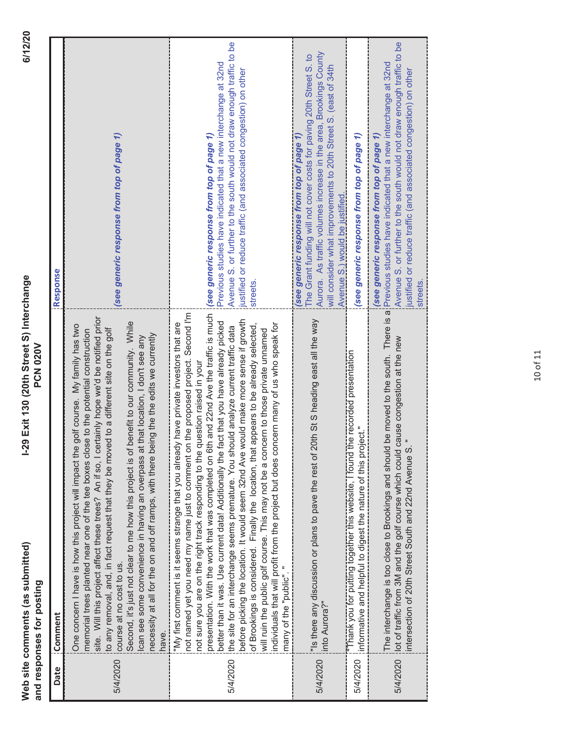**Web site comments (as submitted) and responses for posting**

**I-29 Exit 130 (20th Street S) Interchange PCN 020V**

**6/12/20**

| Date | Comment | Response |
|---|---|---|
| 5/4/2020 | One concern I have is how this project will impact the golf course. My family has two memorial trees planted near one of the tee boxes close to the potential construction site. Will this project affect these trees? An if so, I certainly hope we'd be notified prior to any removal, and, in fact request that they be moved to a different site on the golf course at no cost to us.<br>Second, it's just not clear to me how this project is of benefit to our community. While Ican see some convenience in having an overpass at that location, I don't see any necessity at all for the on and off ramps, with there being the the edits we currently have. | *(see generic response from top of page 1)* |
| 5/4/2020 | "My first comment is it seems strange that you already have private investors that are not named yet you need my name just to comment on the proposed project. Second I'm not sure you are on the right track responding to the question raised in your presentation. With the work that was completed on 6th and 22nd Ave the traffic is much better than it was. Use current data! Additionally the fact that you have already picked the site for an interchange seems premature. You should analyze current traffic data before picking the location. It would seem 32nd Ave would make more sense if growth of Brookings is considered. Finally the location, that appears to be already selected, will ruin the public golf course. This may not be a concern to those private unnamed individuals that will profit from the project but does concern many of us who speak for many of the "public". " | *(see generic response from top of page 1)*<br>Previous studies have indicated that a new interchange at 32nd Avenue S. or further to the south would not draw enough traffic to be justified or reduce traffic (and associated congestion) on other streets. |
| 5/4/2020 | "Is there any discussion or plans to pave the rest of 20th St S heading east all the way into Aurora?" | *(see generic response from top of page 1)*<br>The Grant funding will not cover costs for paving 20th Street S. to Aurora. As traffic volumes increase in the area, Brookings County will consider what improvements to 20th Street S. (east of 34th Avenue S.) would be justified. |
| 5/4/2020 | "Thank you for putting together this website, I found the recorded presentation informative and helpful to digest the nature of this project." | *(see generic response from top of page 1)* |
| 5/4/2020 | The interchange is too close to Brookings and should be moved to the south. There is a lot of traffic from 3M and the golf course which could cause congestion at the new intersection of 20th Street South and 22nd Avenue S. " | *(see generic response from top of page 1)*<br>Previous studies have indicated that a new interchange at 32nd Avenue S. or further to the south would not draw enough traffic to be justified or reduce traffic (and associated congestion) on other streets. |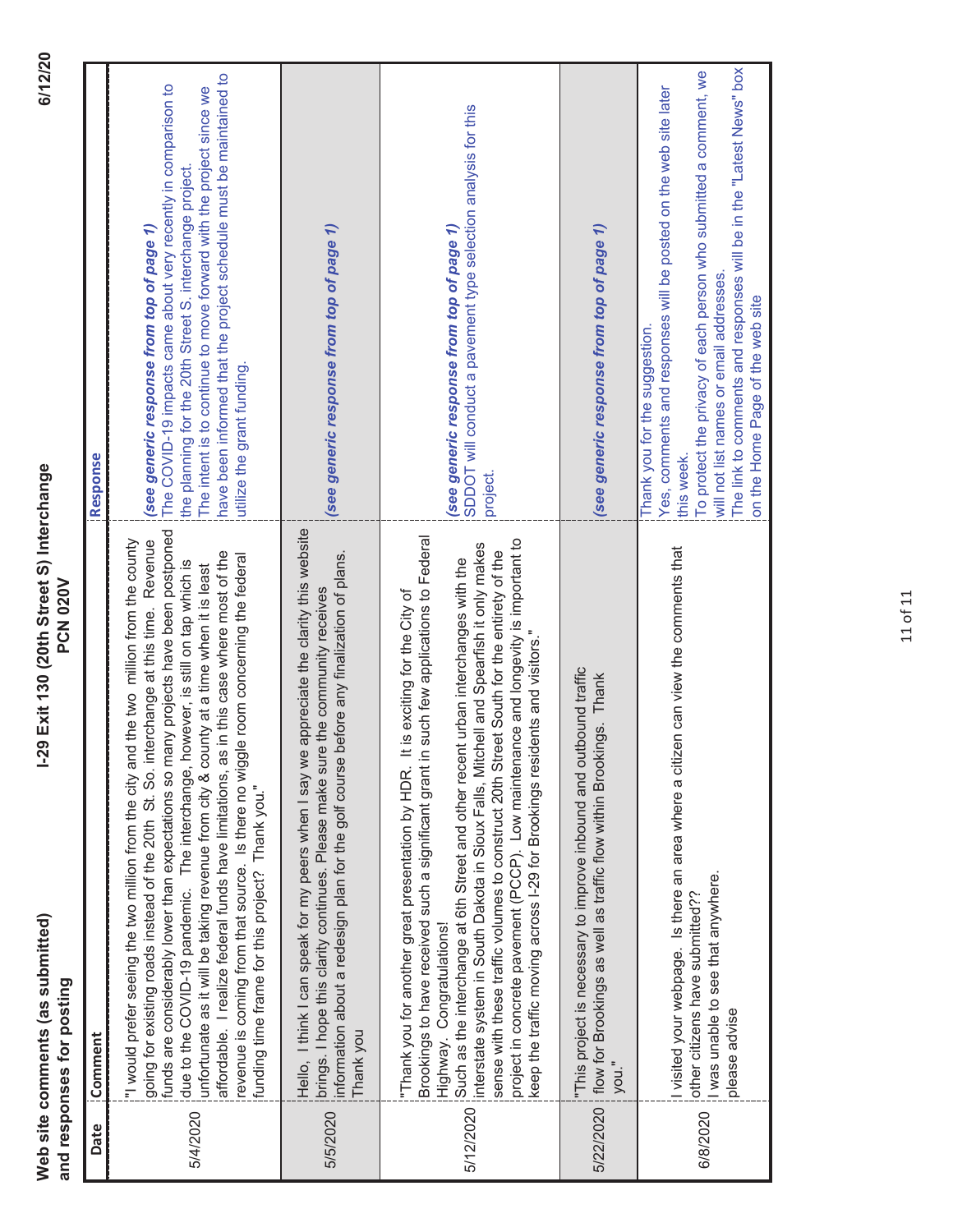Web site comments (as submitted) and responses for posting

I-29 Exit 130 (20th Street S) Interchange
PCN 020V

6/12/20

| Date | Comment | Response |
|---|---|---|
| 5/4/2020 | "I would prefer seeing the two million from the city and the two million from the county going for existing roads instead of the 20th St. So. interchange at this time. Revenue funds are considerably lower than expectations so many projects have been postponed due to the COVID-19 pandemic. The interchange, however, is still on tap which is unfortunate as it will be taking revenue from city & county at a time when it is least affordable. I realize federal funds have limitations, as in this case where most of the revenue is coming from that source. Is there no wiggle room concerning the federal funding time frame for this project? Thank you." | *(see generic response from top of page 1)* The COVID-19 impacts came about very recently in comparison to the planning for the 20th Street S. interchange project. The intent is to continue to move forward with the project since we have been informed that the project schedule must be maintained to utilize the grant funding. |
| 5/5/2020 | Hello, I think I can speak for my peers when I say we appreciate the clarity this website brings. I hope this clarity continues. Please make sure the community receives information about a redesign plan for the golf course before any finalization of plans. Thank you | *(see generic response from top of page 1)* |
| 5/12/2020 | "Thank you for another great presentation by HDR. It is exciting for the City of Brookings to have received such a significant grant in such few applications to Federal Highway. Congratulations! Such as the interchange at 6th Street and other recent urban interchanges with the interstate system in South Dakota in Sioux Falls, Mitchell and Spearfish it only makes sense with these traffic volumes to construct 20th Street South for the entirety of the project in concrete pavement (PCCP). Low maintenance and longevity is important to keep the traffic moving across I-29 for Brookings residents and visitors." | *(see generic response from top of page 1)* SDDOT will conduct a pavement type selection analysis for this project. |
| 5/22/2020 | "This project is necessary to improve inbound and outbound traffic flow for Brookings as well as traffic flow within Brookings. Thank you." | *(see generic response from top of page 1)* |
| 6/8/2020 | I visited your webpage. Is there an area where a citizen can view the comments that other citizens have submitted?? I was unable to see that anywhere. please advise | Thank you for the suggestion. Yes, comments and responses will be posted on the web site later this week. To protect the privacy of each person who submitted a comment, we will not list names or email addresses. The link to comments and responses will be in the "Latest News" box on the Home Page of the web site |